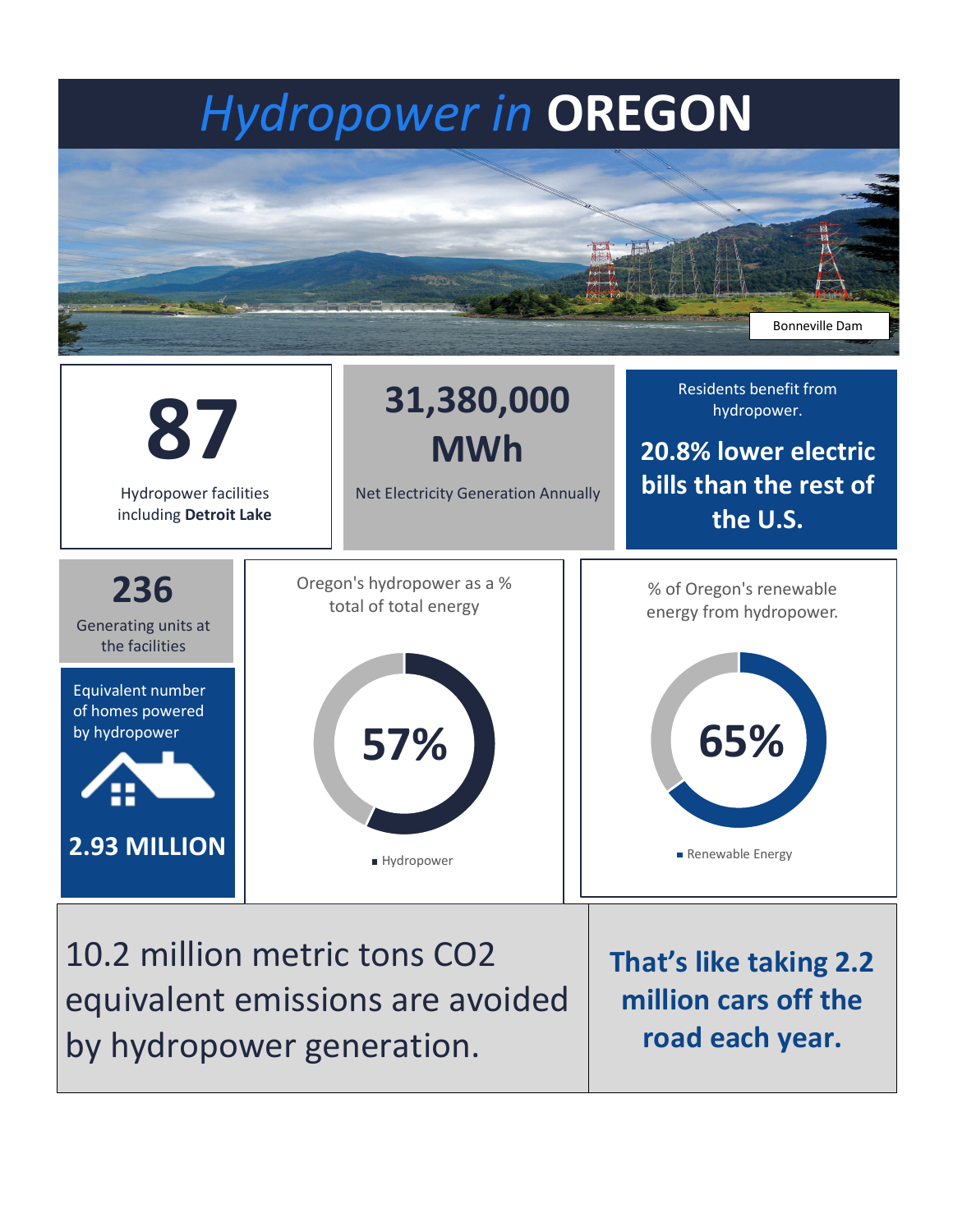# *Hydropower in* **OREGON**

Bonneville Dam

**87**

Hydropower facilities including **Detroit Lake**

**31,380,000 MWh**

Net Electricity Generation Annually

Residents benefit from hydropower.

**20.8% lower electric bills than the rest of the U.S.**

**236**

Generating units at the facilities

Equivalent number of homes powered by hydropower

**2.93 MILLION**

Oregon's hydropower as a % total of total energy

**57%**

Hydropower

% of Oregon's renewable energy from hydropower.

**65%**

Renewable Energy

10.2 million metric tons $CO_2$ equivalent emissions are avoided by hydropower generation.

**That's like taking 2.2 million cars off the road each year.**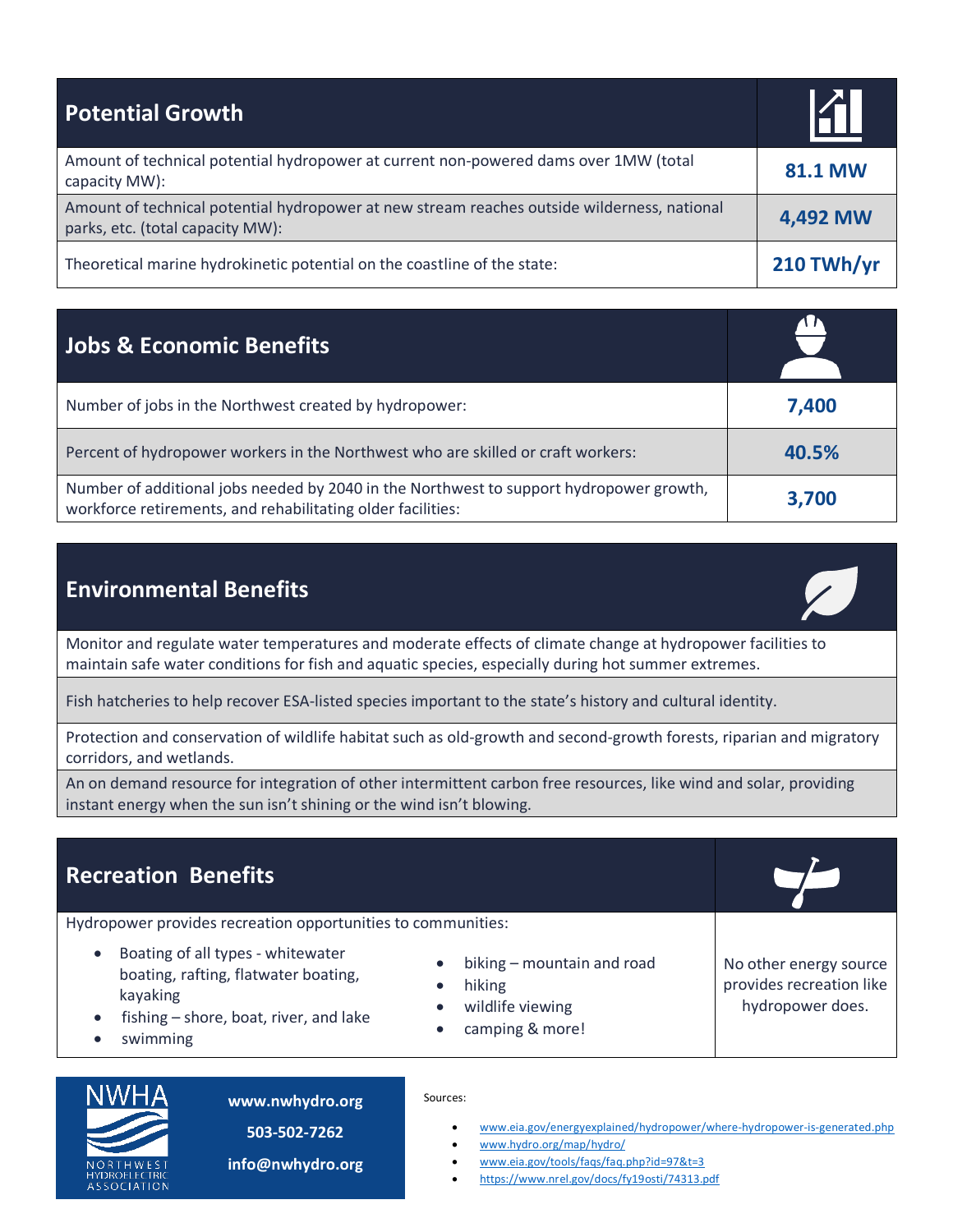## Potential Growth

| | |
|---|---|
| Amount of technical potential hydropower at current non-powered dams over 1MW (total capacity MW): | **81.1 MW** |
| Amount of technical potential hydropower at new stream reaches outside wilderness, national parks, etc. (total capacity MW): | **4,492 MW** |
| Theoretical marine hydrokinetic potential on the coastline of the state: | **210 TWh/yr** |

## Jobs & Economic Benefits

| | |
|---|---|
| Number of jobs in the Northwest created by hydropower: | **7,400** |
| Percent of hydropower workers in the Northwest who are skilled or craft workers: | **40.5%** |
| Number of additional jobs needed by 2040 in the Northwest to support hydropower growth, workforce retirements, and rehabilitating older facilities: | **3,700** |

## Environmental Benefits

Monitor and regulate water temperatures and moderate effects of climate change at hydropower facilities to maintain safe water conditions for fish and aquatic species, especially during hot summer extremes.

Fish hatcheries to help recover ESA-listed species important to the state's history and cultural identity.

Protection and conservation of wildlife habitat such as old-growth and second-growth forests, riparian and migratory corridors, and wetlands.

An on demand resource for integration of other intermittent carbon free resources, like wind and solar, providing instant energy when the sun isn't shining or the wind isn't blowing.

## Recreation Benefits

Hydropower provides recreation opportunities to communities:

- Boating of all types - whitewater boating, rafting, flatwater boating, kayaking
- fishing – shore, boat, river, and lake
- swimming
- biking – mountain and road
- hiking
- wildlife viewing
- camping & more!

No other energy source provides recreation like hydropower does.

NWHA
NORTHWEST HYDROELECTRIC ASSOCIATION

**www.nwhydro.org**

**503-502-7262**

**info@nwhydro.org**

Sources:

- www.eia.gov/energyexplained/hydropower/where-hydropower-is-generated.php
- www.hydro.org/map/hydro/
- www.eia.gov/tools/faqs/faq.php?id=97&t=3
- https://www.nrel.gov/docs/fy19osti/74313.pdf